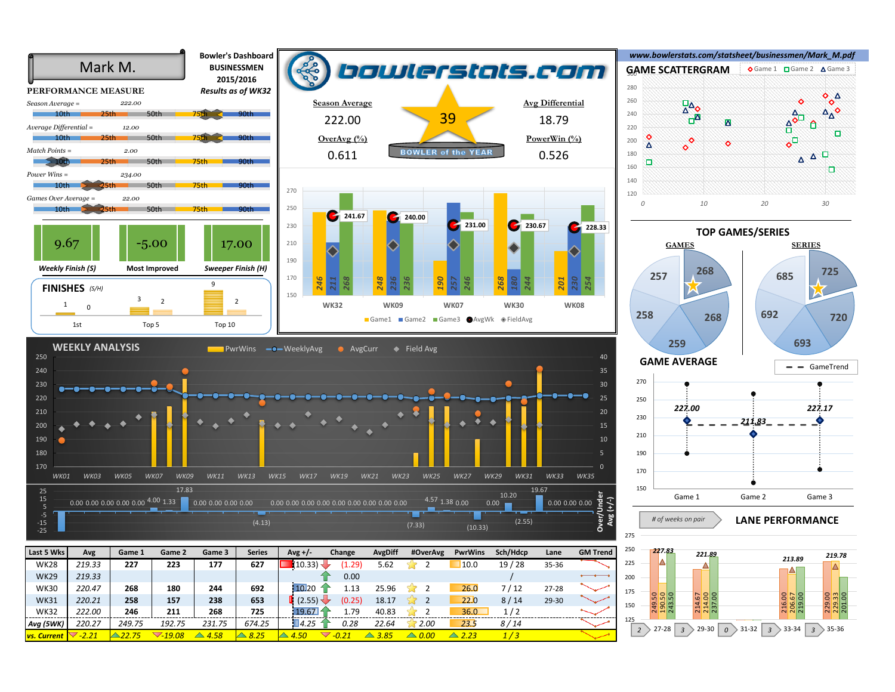# Mark M.

**Bowler's Dashboard**
**BUSINESSMEN**
**2015/2016**
***Results as of WK32***

## PERFORMANCE MEASURE

| Measure | Value |
|---|---|
| Season Average = | 222.00 |
| Average Differential = | 12.00 |
| Match Points = | 2.00 |
| Power Wins = | 234.00 |
| Games Over Average = | 22.00 |

10th 25th 50th 75th 90th

| 9.67 | -5.00 | 17.00 |
|---|---|---|
| Weekly Finish (S) | Most Improved | Sweeper Finish (H) |

### FINISHES (S/H)

| | 1st | Top 5 | Top 10 |
|---|---|---|---|
| S | 1 | 3 | 9 |
| H | 0 | 2 | 2 |

## bowlerstats.com

| Season Average | 39 | Avg Differential |
|---|---|---|
| 222.00 | BOWLER of the YEAR | 18.79 |
| OverAvg (%) | | PowerWin (%) |
| 0.611 | | 0.526 |

| Week | Game1 | Game2 | Game3 | AvgWk |
|---|---|---|---|---|
| WK32 | 246 | 211 | 268 | 241.67 |
| WK09 | 248 | 236 | 236 | 240.00 |
| WK07 | 190 | 257 | 246 | 231.00 |
| WK30 | 268 | 180 | 244 | 230.67 |
| WK08 | 201 | 230 | 254 | 228.33 |

Game1 Game2 Game3 AvgWk FieldAvg

www.bowlerstats.com/statsheet/businessmen/Mark_M.pdf

## GAME SCATTERGRAM

Game 1 Game 2 Game 3

## TOP GAMES/SERIES

| GAMES | SERIES |
|---|---|
| 268 | 725 |
| 268 | 720 |
| 259 | 693 |
| 258 | 692 |
| 257 | 685 |

## GAME AVERAGE

GameTrend

| Game 1 | Game 2 | Game 3 |
|---|---|---|
| 227.00 | 211.83 | 227.17 |

## WEEKLY ANALYSIS

PwrWins WeeklyAvg AvgCurr Field Avg

Over/Under Avg (+/-): 0.00 0.00 0.00 0.00 0.00 4.00 1.33 17.83 0.00 0.00 0.00 0.00 0.00 0.00 0.00 0.00 0.00 0.00 0.00 0.00 0.00 (4.13) (7.33) 4.57 1.38 0.00 (10.33) 0.00 10.20 (2.55) 19.67 0.00 0.00 0.00

## LANE PERFORMANCE

| # of weeks on pair | Lane | Avg | Game 1 | Game 2 | Game 3 |
|---|---|---|---|---|---|
| 2 | 27-28 | 227.83 | 249.50 | 190.50 | 243.50 |
| 3 | 29-30 | 221.89 | 214.67 | 214.00 | 237.00 |
| 0 | 31-32 | | | | |
| 3 | 33-34 | 213.89 | 216.00 | 206.67 | 219.00 |
| 3 | 35-36 | 219.78 | 229.00 | 229.33 | 201.00 |

| Last 5 Wks | Avg | Game 1 | Game 2 | Game 3 | Series | Avg +/- | Change | AvgDiff | #OverAvg | PwrWins | Sch/Hdcp | Lane | GM Trend |
|---|---|---|---|---|---|---|---|---|---|---|---|---|---|
| WK28 | 219.33 | 227 | 223 | 177 | 627 | (10.33) | (1.29) | 5.62 | 2 | 10.0 | 19 / 28 | 35-36 | |
| WK29 | 219.33 | | | | | | 0.00 | | | | / | | |
| WK30 | 220.47 | 268 | 180 | 244 | 692 | 10.20 | 1.13 | 25.96 | 2 | 26.0 | 7 / 12 | 27-28 | |
| WK31 | 220.21 | 258 | 157 | 238 | 653 | (2.55) | (0.25) | 18.17 | 2 | 22.0 | 8 / 14 | 29-30 | |
| WK32 | 222.00 | 246 | 211 | 268 | 725 | 19.67 | 1.79 | 40.83 | 2 | 36.0 | 1 / 2 | | |
| Avg (5WK) | 220.27 | 249.75 | 192.75 | 231.75 | 674.25 | 4.25 | 0.28 | 22.64 | 2.00 | 23.5 | 8 / 14 | | |
| vs. Current | -2.21 | 22.75 | -19.08 | 4.58 | 8.25 | 4.50 | -0.21 | 3.85 | 0.00 | 2.23 | 1 / 3 | | |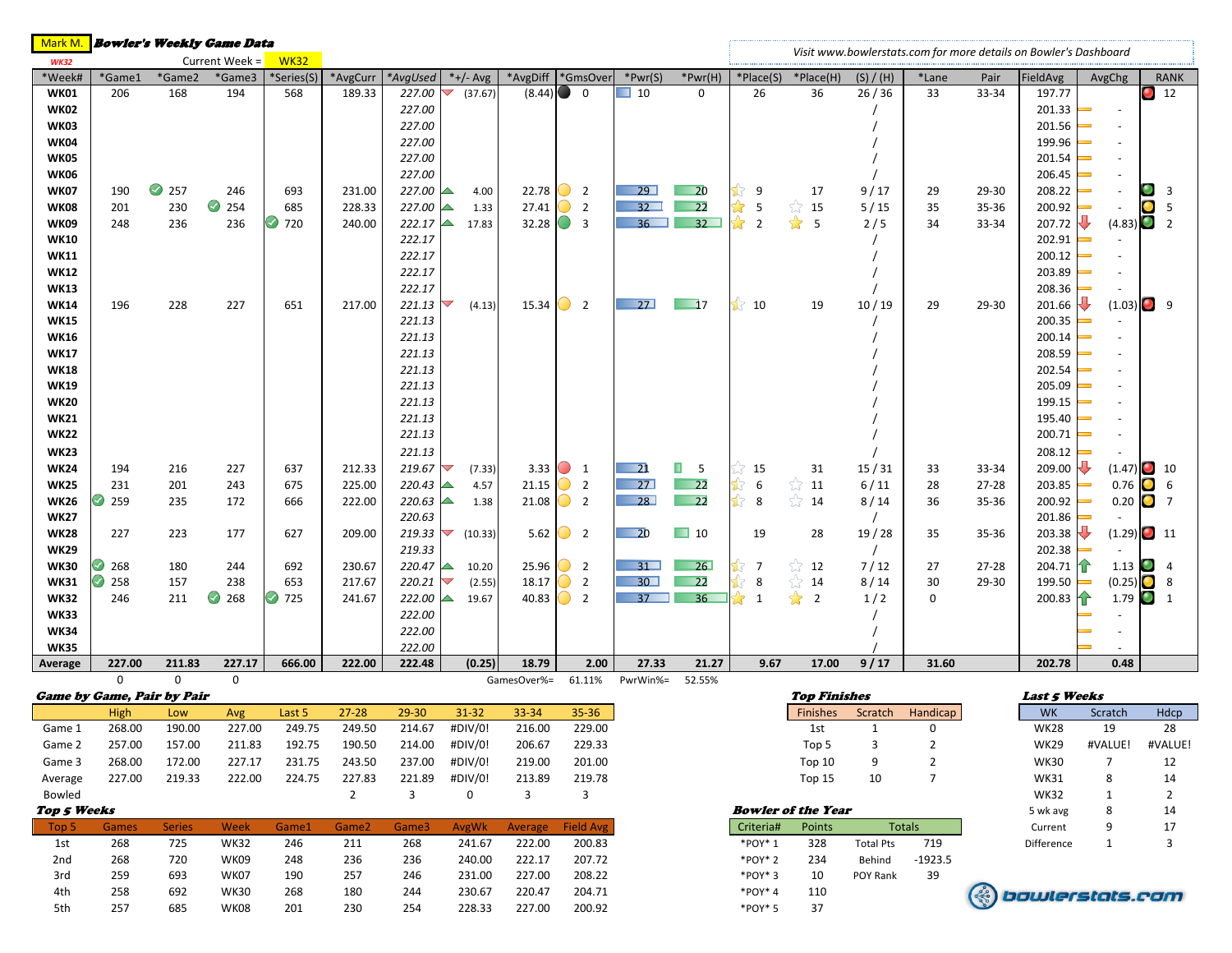Mark M. **Bowler's Weekly Game Data**

WK32 Current Week = WK32

Visit www.bowlerstats.com for more details on Bowler's Dashboard

| *Week# | *Game1 | *Game2 | *Game3 | *Series(S) | *AvgCurr | *AvgUsed | *+/- Avg | *AvgDiff | *GmsOver | *Pwr(S) | *Pwr(H) | *Place(S) | *Place(H) | (S) / (H) | *Lane | Pair | FieldAvg | AvgChg | RANK |
|---|---|---|---|---|---|---|---|---|---|---|---|---|---|---|---|---|---|---|---|
| WK01 | 206 | 168 | 194 | 568 | 189.33 | 227.00 | (37.67) | (8.44) | 0 | 10 | 0 | 26 | 36 | 26 / 36 | 33 | 33-34 | 197.77 | | 12 |
| WK02 | | | | | | 227.00 | | | | | | | | / | | | 201.33 | - | |
| WK03 | | | | | | 227.00 | | | | | | | | / | | | 201.56 | - | |
| WK04 | | | | | | 227.00 | | | | | | | | / | | | 199.96 | - | |
| WK05 | | | | | | 227.00 | | | | | | | | / | | | 201.54 | - | |
| WK06 | | | | | | 227.00 | | | | | | | | / | | | 206.45 | - | |
| WK07 | 190 | 257 | 246 | 693 | 231.00 | 227.00 | 4.00 | 22.78 | 2 | 29 | 20 | 9 | 17 | 9 / 17 | 29 | 29-30 | 208.22 | - | 3 |
| WK08 | 201 | 230 | 254 | 685 | 228.33 | 227.00 | 1.33 | 27.41 | 2 | 32 | 22 | 5 | 15 | 5 / 15 | 35 | 35-36 | 200.92 | - | 5 |
| WK09 | 248 | 236 | 236 | 720 | 240.00 | 222.17 | 17.83 | 32.28 | 3 | 36 | 32 | 2 | 5 | 2 / 5 | 34 | 33-34 | 207.72 | (4.83) | 2 |
| WK10 | | | | | | 222.17 | | | | | | | | / | | | 202.91 | - | |
| WK11 | | | | | | 222.17 | | | | | | | | / | | | 200.12 | - | |
| WK12 | | | | | | 222.17 | | | | | | | | / | | | 203.89 | - | |
| WK13 | | | | | | 222.17 | | | | | | | | / | | | 208.36 | - | |
| WK14 | 196 | 228 | 227 | 651 | 217.00 | 221.13 | (4.13) | 15.34 | 2 | 27 | 17 | 10 | 19 | 10 / 19 | 29 | 29-30 | 201.66 | (1.03) | 9 |
| WK15 | | | | | | 221.13 | | | | | | | | / | | | 200.35 | - | |
| WK16 | | | | | | 221.13 | | | | | | | | / | | | 200.14 | - | |
| WK17 | | | | | | 221.13 | | | | | | | | / | | | 208.59 | - | |
| WK18 | | | | | | 221.13 | | | | | | | | / | | | 202.54 | - | |
| WK19 | | | | | | 221.13 | | | | | | | | / | | | 205.09 | - | |
| WK20 | | | | | | 221.13 | | | | | | | | / | | | 199.15 | - | |
| WK21 | | | | | | 221.13 | | | | | | | | / | | | 195.40 | - | |
| WK22 | | | | | | 221.13 | | | | | | | | / | | | 200.71 | - | |
| WK23 | | | | | | 221.13 | | | | | | | | / | | | 208.12 | - | |
| WK24 | 194 | 216 | 227 | 637 | 212.33 | 219.67 | (7.33) | 3.33 | 1 | 21 | 5 | 15 | 31 | 15 / 31 | 33 | 33-34 | 209.00 | (1.47) | 10 |
| WK25 | 231 | 201 | 243 | 675 | 225.00 | 220.43 | 4.57 | 21.15 | 2 | 27 | 22 | 6 | 11 | 6 / 11 | 28 | 27-28 | 203.85 | 0.76 | 6 |
| WK26 | 259 | 235 | 172 | 666 | 222.00 | 220.63 | 1.38 | 21.08 | 2 | 28 | 22 | 8 | 14 | 8 / 14 | 36 | 35-36 | 200.92 | 0.20 | 7 |
| WK27 | | | | | | 220.63 | | | | | | | | / | | | 201.86 | - | |
| WK28 | 227 | 223 | 177 | 627 | 209.00 | 219.33 | (10.33) | 5.62 | 2 | 20 | 10 | 19 | 28 | 19 / 28 | 35 | 35-36 | 203.38 | (1.29) | 11 |
| WK29 | | | | | | 219.33 | | | | | | | | / | | | 202.38 | - | |
| WK30 | 268 | 180 | 244 | 692 | 230.67 | 220.47 | 10.20 | 25.96 | 2 | 31 | 26 | 7 | 12 | 7 / 12 | 27 | 27-28 | 204.71 | 1.13 | 4 |
| WK31 | 258 | 157 | 238 | 653 | 217.67 | 220.21 | (2.55) | 18.17 | 2 | 30 | 22 | 8 | 14 | 8 / 14 | 30 | 29-30 | 199.50 | (0.25) | 8 |
| WK32 | 246 | 211 | 268 | 725 | 241.67 | 222.00 | 19.67 | 40.83 | 2 | 37 | 36 | 1 | 2 | 1 / 2 | 0 | | 200.83 | 1.79 | 1 |
| WK33 | | | | | | 222.00 | | | | | | | | / | | | | - | |
| WK34 | | | | | | 222.00 | | | | | | | | / | | | | - | |
| WK35 | | | | | | 222.00 | | | | | | | | / | | | | - | |
| Average | 227.00 | 211.83 | 227.17 | 666.00 | 222.00 | 222.48 | (0.25) | 18.79 | 2.00 | 27.33 | 21.27 | 9.67 | 17.00 | 9 / 17 | 31.60 | | 202.78 | 0.48 | |
| | 0 | 0 | 0 | | | | | GamesOver%= | 61.11% | PwrWin%= | 52.55% | | | | | | | | |

**Game by Game, Pair by Pair**

| | High | Low | Avg | Last 5 | 27-28 | 29-30 | 31-32 | 33-34 | 35-36 |
|---|---|---|---|---|---|---|---|---|---|
| Game 1 | 268.00 | 190.00 | 227.00 | 249.75 | 249.50 | 214.67 | #DIV/0! | 216.00 | 229.00 |
| Game 2 | 257.00 | 157.00 | 211.83 | 192.75 | 190.50 | 214.00 | #DIV/0! | 206.67 | 229.33 |
| Game 3 | 268.00 | 172.00 | 227.17 | 231.75 | 243.50 | 237.00 | #DIV/0! | 219.00 | 201.00 |
| Average | 227.00 | 219.33 | 222.00 | 224.75 | 227.83 | 221.89 | #DIV/0! | 213.89 | 219.78 |
| Bowled | | | | | 2 | 3 | 0 | 3 | 3 |

**Top Finishes**

| Finishes | Scratch | Handicap |
|---|---|---|
| 1st | 1 | 0 |
| Top 5 | 3 | 2 |
| Top 10 | 9 | 2 |
| Top 15 | 10 | 7 |

**Last 5 Weeks**

| WK | Scratch | Hdcp |
|---|---|---|
| WK28 | 19 | 28 |
| WK29 | #VALUE! | #VALUE! |
| WK30 | 7 | 12 |
| WK31 | 8 | 14 |
| WK32 | 1 | 2 |
| 5 wk avg | 8 | 14 |
| Current | 9 | 17 |
| Difference | 1 | 3 |

**Top 5 Weeks**

| Top 5 | Games | Series | Week | Game1 | Game2 | Game3 | AvgWk | Average | Field Avg |
|---|---|---|---|---|---|---|---|---|---|
| 1st | 268 | 725 | WK32 | 246 | 211 | 268 | 241.67 | 222.00 | 200.83 |
| 2nd | 268 | 720 | WK09 | 248 | 236 | 236 | 240.00 | 222.17 | 207.72 |
| 3rd | 259 | 693 | WK07 | 190 | 257 | 246 | 231.00 | 227.00 | 208.22 |
| 4th | 258 | 692 | WK30 | 268 | 180 | 244 | 230.67 | 220.47 | 204.71 |
| 5th | 257 | 685 | WK08 | 201 | 230 | 254 | 228.33 | 227.00 | 200.92 |

**Bowler of the Year**

| Criteria# | Points | Totals | |
|---|---|---|---|
| *POY* 1 | 328 | Total Pts | 719 |
| *POY* 2 | 234 | Behind | -1923.5 |
| *POY* 3 | 10 | POY Rank | 39 |
| *POY* 4 | 110 | | |
| *POY* 5 | 37 | | |

bowlerstats.com